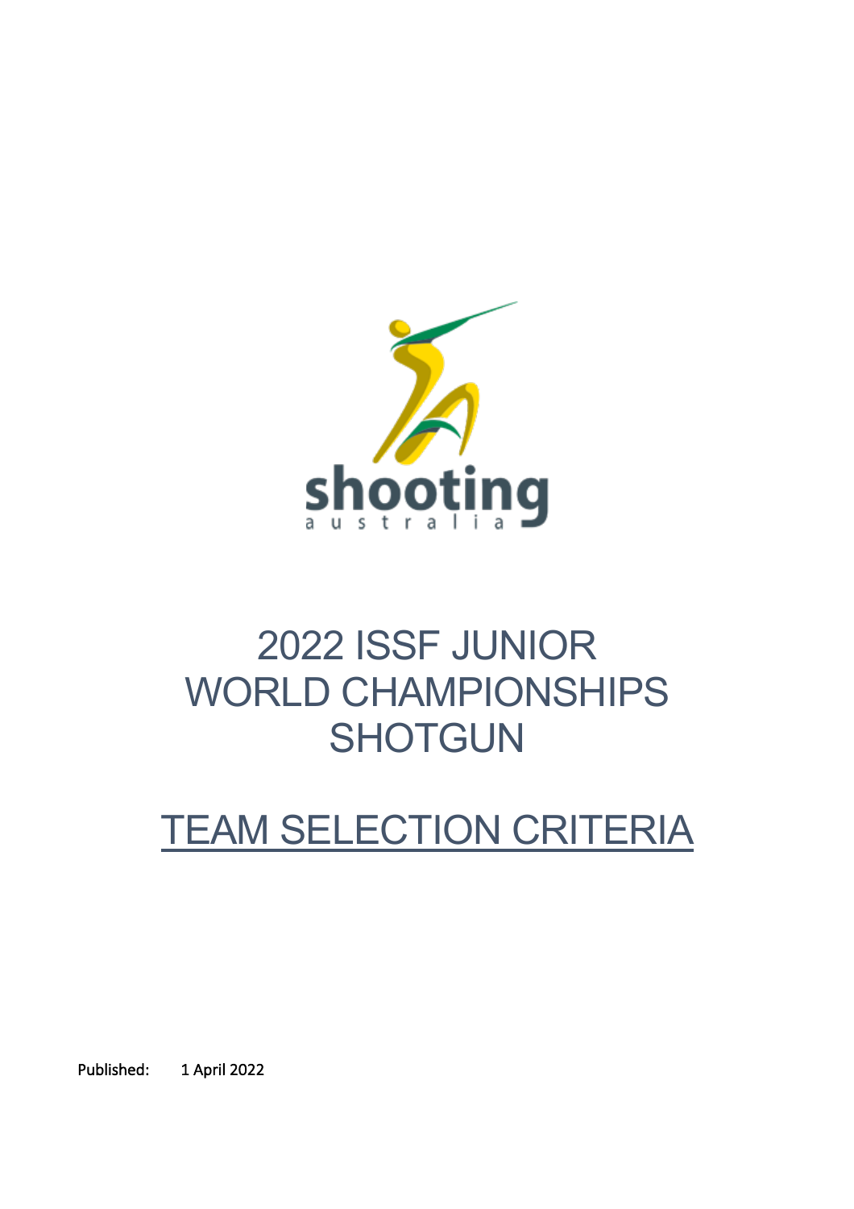# 2022 ISSF JUNIOR WORLD CHAMPIONSHIPS SHOTGUN

## TEAM SELECTION CRITERIA

Published: 1 April 2022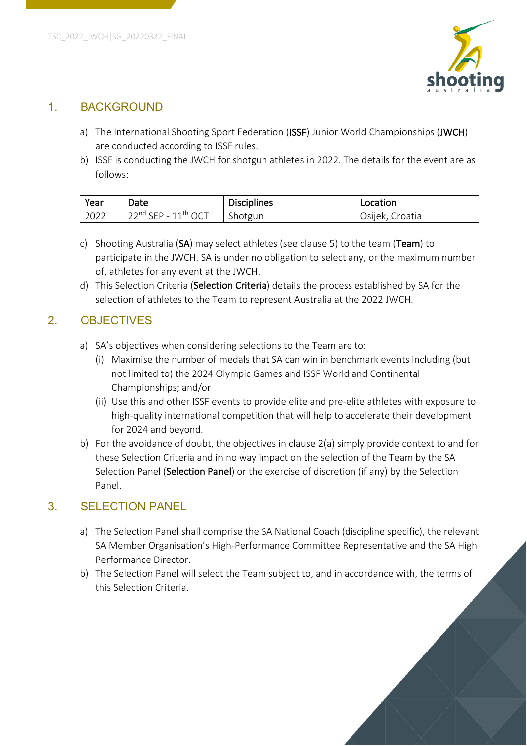## 1. BACKGROUND

a) The International Shooting Sport Federation (**ISSF**) Junior World Championships (**JWCH**) are conducted according to ISSF rules.

b) ISSF is conducting the JWCH for shotgun athletes in 2022. The details for the event are as follows:

| Year | Date | Disciplines | Location |
|---|---|---|---|
| 2022 | 22nd SEP - 11th OCT | Shotgun | Osijek, Croatia |

c) Shooting Australia (**SA**) may select athletes (see clause 5) to the team (**Team**) to participate in the JWCH. SA is under no obligation to select any, or the maximum number of, athletes for any event at the JWCH.

d) This Selection Criteria (**Selection Criteria**) details the process established by SA for the selection of athletes to the Team to represent Australia at the 2022 JWCH.

## 2. OBJECTIVES

a) SA's objectives when considering selections to the Team are to:

   (i) Maximise the number of medals that SA can win in benchmark events including (but not limited to) the 2024 Olympic Games and ISSF World and Continental Championships; and/or

   (ii) Use this and other ISSF events to provide elite and pre-elite athletes with exposure to high-quality international competition that will help to accelerate their development for 2024 and beyond.

b) For the avoidance of doubt, the objectives in clause 2(a) simply provide context to and for these Selection Criteria and in no way impact on the selection of the Team by the SA Selection Panel (**Selection Panel**) or the exercise of discretion (if any) by the Selection Panel.

## 3. SELECTION PANEL

a) The Selection Panel shall comprise the SA National Coach (discipline specific), the relevant SA Member Organisation's High-Performance Committee Representative and the SA High Performance Director.

b) The Selection Panel will select the Team subject to, and in accordance with, the terms of this Selection Criteria.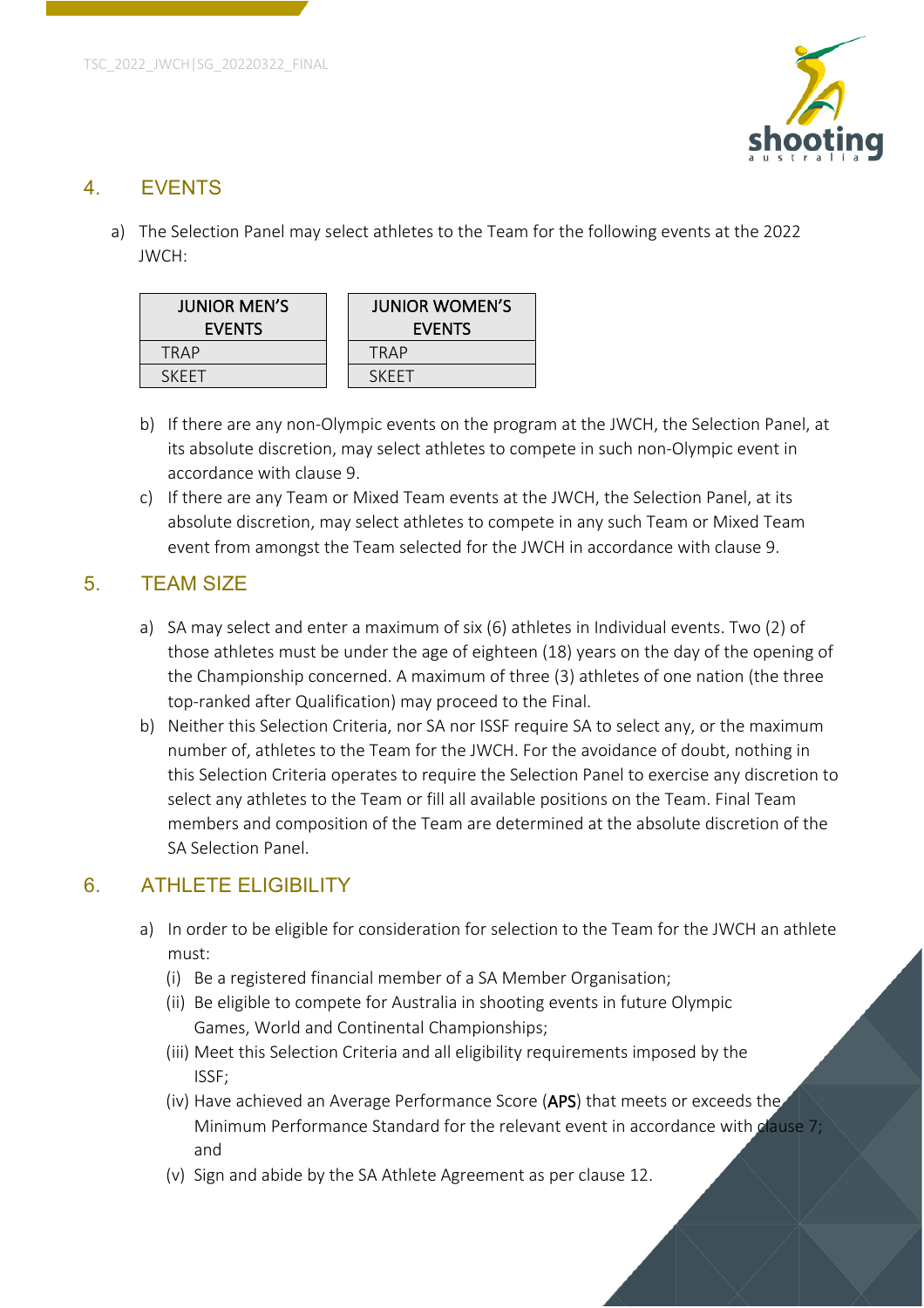## 4. EVENTS

a) The Selection Panel may select athletes to the Team for the following events at the 2022 JWCH:

| JUNIOR MEN'S EVENTS |
|---|
| TRAP |
| SKEET |

| JUNIOR WOMEN'S EVENTS |
|---|
| TRAP |
| SKEET |

b) If there are any non-Olympic events on the program at the JWCH, the Selection Panel, at its absolute discretion, may select athletes to compete in such non-Olympic event in accordance with clause 9.

c) If there are any Team or Mixed Team events at the JWCH, the Selection Panel, at its absolute discretion, may select athletes to compete in any such Team or Mixed Team event from amongst the Team selected for the JWCH in accordance with clause 9.

## 5. TEAM SIZE

a) SA may select and enter a maximum of six (6) athletes in Individual events. Two (2) of those athletes must be under the age of eighteen (18) years on the day of the opening of the Championship concerned. A maximum of three (3) athletes of one nation (the three top-ranked after Qualification) may proceed to the Final.

b) Neither this Selection Criteria, nor SA nor ISSF require SA to select any, or the maximum number of, athletes to the Team for the JWCH. For the avoidance of doubt, nothing in this Selection Criteria operates to require the Selection Panel to exercise any discretion to select any athletes to the Team or fill all available positions on the Team. Final Team members and composition of the Team are determined at the absolute discretion of the SA Selection Panel.

## 6. ATHLETE ELIGIBILITY

a) In order to be eligible for consideration for selection to the Team for the JWCH an athlete must:

   (i) Be a registered financial member of a SA Member Organisation;

   (ii) Be eligible to compete for Australia in shooting events in future Olympic Games, World and Continental Championships;

   (iii) Meet this Selection Criteria and all eligibility requirements imposed by the ISSF;

   (iv) Have achieved an Average Performance Score (**APS**) that meets or exceeds the Minimum Performance Standard for the relevant event in accordance with clause 7; and

   (v) Sign and abide by the SA Athlete Agreement as per clause 12.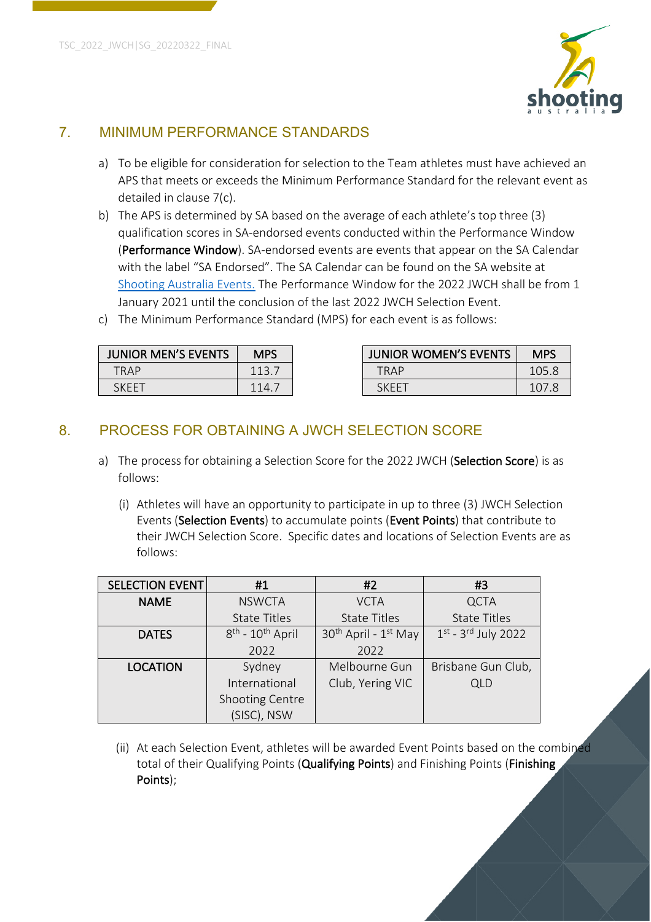## 7. MINIMUM PERFORMANCE STANDARDS

a) To be eligible for consideration for selection to the Team athletes must have achieved an APS that meets or exceeds the Minimum Performance Standard for the relevant event as detailed in clause 7(c).

b) The APS is determined by SA based on the average of each athlete's top three (3) qualification scores in SA-endorsed events conducted within the Performance Window (**Performance Window**). SA-endorsed events are events that appear on the SA Calendar with the label "SA Endorsed". The SA Calendar can be found on the SA website at [Shooting Australia Events.](Shooting Australia Events.) The Performance Window for the 2022 JWCH shall be from 1 January 2021 until the conclusion of the last 2022 JWCH Selection Event.

c) The Minimum Performance Standard (MPS) for each event is as follows:

| JUNIOR MEN'S EVENTS | MPS |
|---|---|
| TRAP | 113.7 |
| SKEET | 114.7 |

| JUNIOR WOMEN'S EVENTS | MPS |
|---|---|
| TRAP | 105.8 |
| SKEET | 107.8 |

## 8. PROCESS FOR OBTAINING A JWCH SELECTION SCORE

a) The process for obtaining a Selection Score for the 2022 JWCH (**Selection Score**) is as follows:

(i) Athletes will have an opportunity to participate in up to three (3) JWCH Selection Events (**Selection Events**) to accumulate points (**Event Points**) that contribute to their JWCH Selection Score. Specific dates and locations of Selection Events are as follows:

| SELECTION EVENT | #1 | #2 | #3 |
|---|---|---|---|
| **NAME** | NSWCTA State Titles | VCTA State Titles | QCTA State Titles |
| **DATES** | 8th - 10th April 2022 | 30th April - 1st May 2022 | 1st - 3rd July 2022 |
| **LOCATION** | Sydney International Shooting Centre (SISC), NSW | Melbourne Gun Club, Yering VIC | Brisbane Gun Club, QLD |

(ii) At each Selection Event, athletes will be awarded Event Points based on the combined total of their Qualifying Points (**Qualifying Points**) and Finishing Points (**Finishing Points**);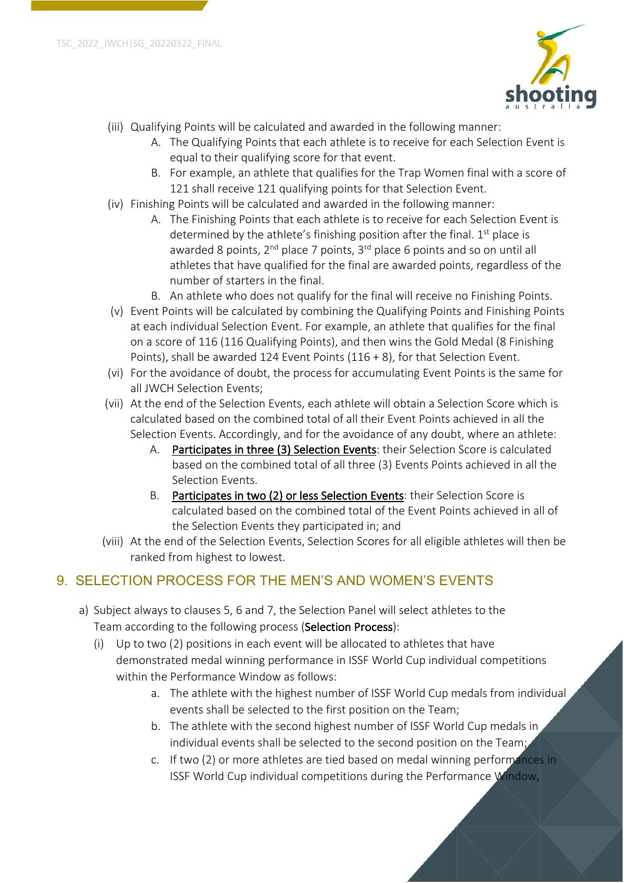(iii) Qualifying Points will be calculated and awarded in the following manner:

A. The Qualifying Points that each athlete is to receive for each Selection Event is equal to their qualifying score for that event.

B. For example, an athlete that qualifies for the Trap Women final with a score of 121 shall receive 121 qualifying points for that Selection Event.

(iv) Finishing Points will be calculated and awarded in the following manner:

A. The Finishing Points that each athlete is to receive for each Selection Event is determined by the athlete's finishing position after the final. 1st place is awarded 8 points, 2nd place 7 points, 3rd place 6 points and so on until all athletes that have qualified for the final are awarded points, regardless of the number of starters in the final.

B. An athlete who does not qualify for the final will receive no Finishing Points.

(v) Event Points will be calculated by combining the Qualifying Points and Finishing Points at each individual Selection Event. For example, an athlete that qualifies for the final on a score of 116 (116 Qualifying Points), and then wins the Gold Medal (8 Finishing Points), shall be awarded 124 Event Points (116 + 8), for that Selection Event.

(vi) For the avoidance of doubt, the process for accumulating Event Points is the same for all JWCH Selection Events;

(vii) At the end of the Selection Events, each athlete will obtain a Selection Score which is calculated based on the combined total of all their Event Points achieved in all the Selection Events. Accordingly, and for the avoidance of any doubt, where an athlete:

A. Participates in three (3) Selection Events: their Selection Score is calculated based on the combined total of all three (3) Events Points achieved in all the Selection Events.

B. Participates in two (2) or less Selection Events: their Selection Score is calculated based on the combined total of the Event Points achieved in all of the Selection Events they participated in; and

(viii) At the end of the Selection Events, Selection Scores for all eligible athletes will then be ranked from highest to lowest.

## 9. SELECTION PROCESS FOR THE MEN'S AND WOMEN'S EVENTS

a) Subject always to clauses 5, 6 and 7, the Selection Panel will select athletes to the Team according to the following process (**Selection Process**):

(i) Up to two (2) positions in each event will be allocated to athletes that have demonstrated medal winning performance in ISSF World Cup individual competitions within the Performance Window as follows:

a. The athlete with the highest number of ISSF World Cup medals from individual events shall be selected to the first position on the Team;

b. The athlete with the second highest number of ISSF World Cup medals in individual events shall be selected to the second position on the Team;

c. If two (2) or more athletes are tied based on medal winning performances in ISSF World Cup individual competitions during the Performance Window,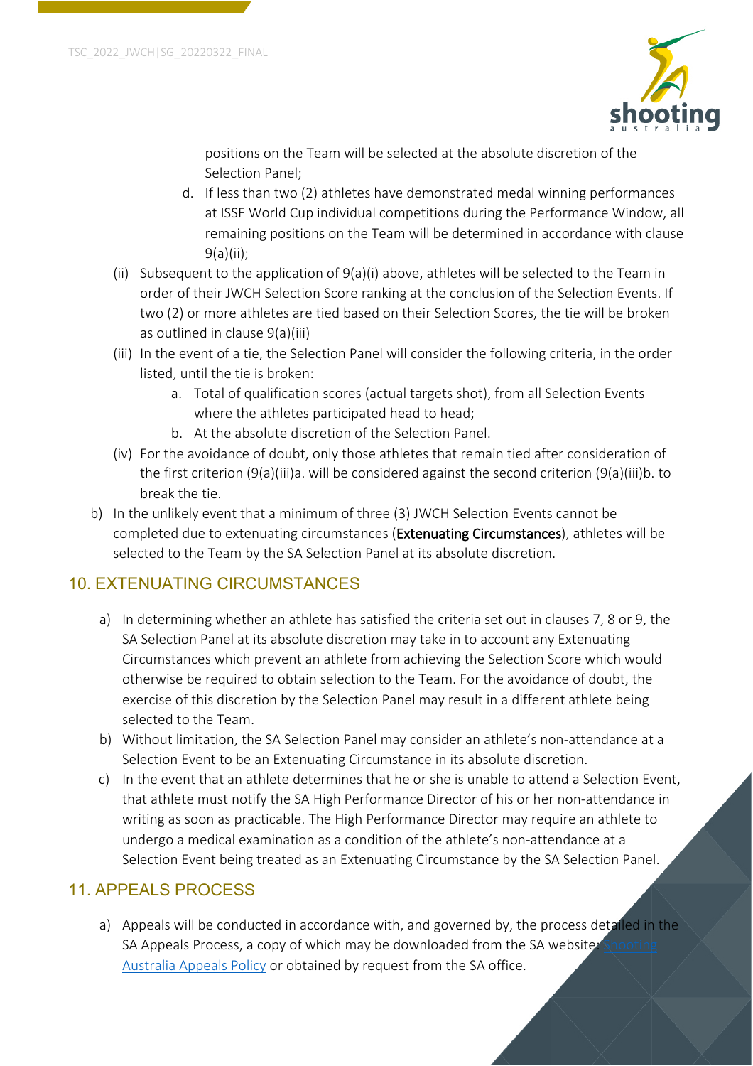positions on the Team will be selected at the absolute discretion of the Selection Panel;

d. If less than two (2) athletes have demonstrated medal winning performances at ISSF World Cup individual competitions during the Performance Window, all remaining positions on the Team will be determined in accordance with clause 9(a)(ii);

(ii) Subsequent to the application of 9(a)(i) above, athletes will be selected to the Team in order of their JWCH Selection Score ranking at the conclusion of the Selection Events. If two (2) or more athletes are tied based on their Selection Scores, the tie will be broken as outlined in clause 9(a)(iii)

(iii) In the event of a tie, the Selection Panel will consider the following criteria, in the order listed, until the tie is broken:

a. Total of qualification scores (actual targets shot), from all Selection Events where the athletes participated head to head;

b. At the absolute discretion of the Selection Panel.

(iv) For the avoidance of doubt, only those athletes that remain tied after consideration of the first criterion (9(a)(iii)a. will be considered against the second criterion (9(a)(iii)b. to break the tie.

b) In the unlikely event that a minimum of three (3) JWCH Selection Events cannot be completed due to extenuating circumstances (**Extenuating Circumstances**), athletes will be selected to the Team by the SA Selection Panel at its absolute discretion.

## 10. EXTENUATING CIRCUMSTANCES

a) In determining whether an athlete has satisfied the criteria set out in clauses 7, 8 or 9, the SA Selection Panel at its absolute discretion may take in to account any Extenuating Circumstances which prevent an athlete from achieving the Selection Score which would otherwise be required to obtain selection to the Team. For the avoidance of doubt, the exercise of this discretion by the Selection Panel may result in a different athlete being selected to the Team.

b) Without limitation, the SA Selection Panel may consider an athlete's non-attendance at a Selection Event to be an Extenuating Circumstance in its absolute discretion.

c) In the event that an athlete determines that he or she is unable to attend a Selection Event, that athlete must notify the SA High Performance Director of his or her non-attendance in writing as soon as practicable. The High Performance Director may require an athlete to undergo a medical examination as a condition of the athlete's non-attendance at a Selection Event being treated as an Extenuating Circumstance by the SA Selection Panel.

## 11. APPEALS PROCESS

a) Appeals will be conducted in accordance with, and governed by, the process detailed in the SA Appeals Process, a copy of which may be downloaded from the SA website: Shooting Australia Appeals Policy or obtained by request from the SA office.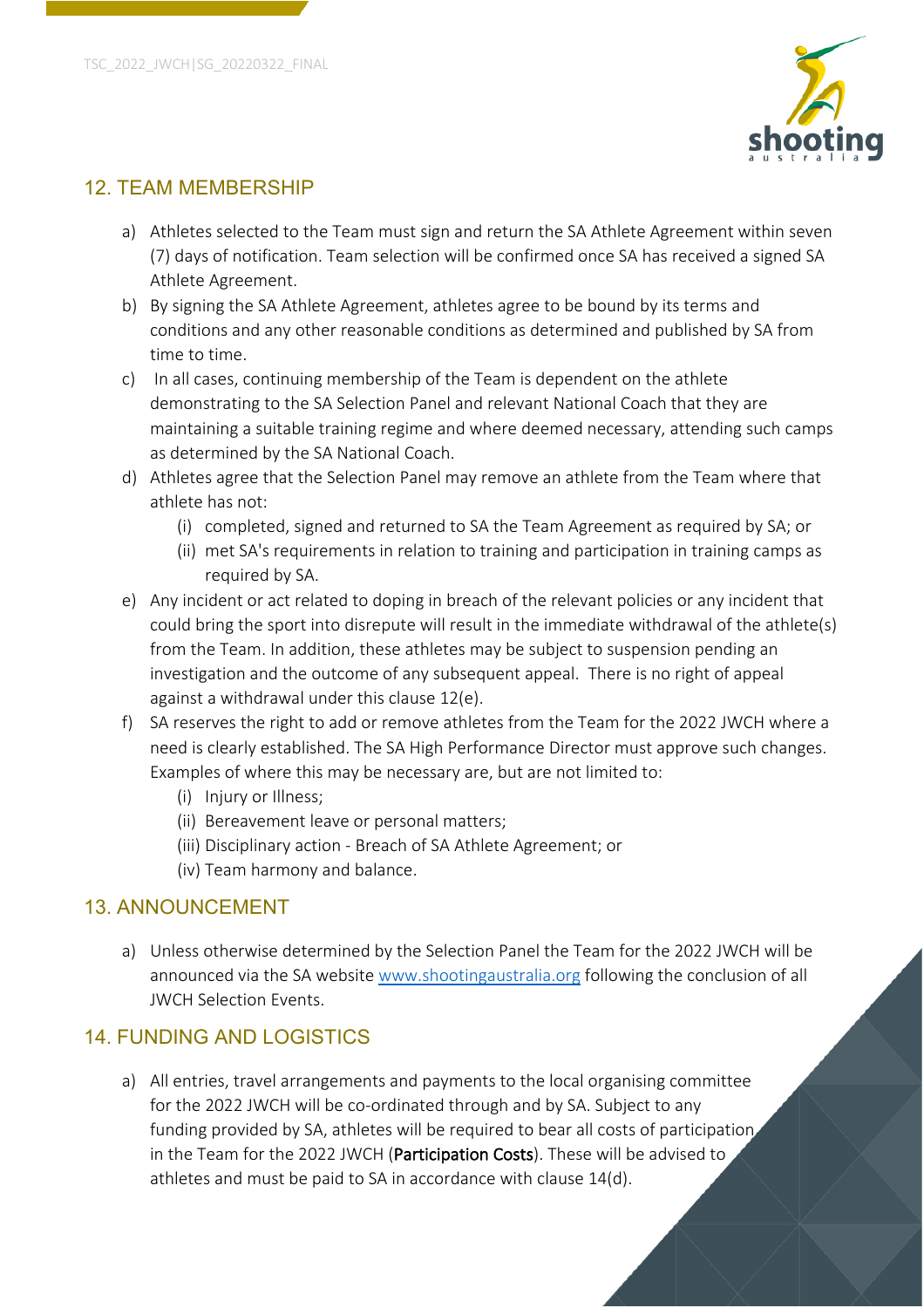## 12. TEAM MEMBERSHIP

a) Athletes selected to the Team must sign and return the SA Athlete Agreement within seven (7) days of notification. Team selection will be confirmed once SA has received a signed SA Athlete Agreement.

b) By signing the SA Athlete Agreement, athletes agree to be bound by its terms and conditions and any other reasonable conditions as determined and published by SA from time to time.

c) In all cases, continuing membership of the Team is dependent on the athlete demonstrating to the SA Selection Panel and relevant National Coach that they are maintaining a suitable training regime and where deemed necessary, attending such camps as determined by the SA National Coach.

d) Athletes agree that the Selection Panel may remove an athlete from the Team where that athlete has not:
   (i) completed, signed and returned to SA the Team Agreement as required by SA; or
   (ii) met SA's requirements in relation to training and participation in training camps as required by SA.

e) Any incident or act related to doping in breach of the relevant policies or any incident that could bring the sport into disrepute will result in the immediate withdrawal of the athlete(s) from the Team. In addition, these athletes may be subject to suspension pending an investigation and the outcome of any subsequent appeal. There is no right of appeal against a withdrawal under this clause 12(e).

f) SA reserves the right to add or remove athletes from the Team for the 2022 JWCH where a need is clearly established. The SA High Performance Director must approve such changes. Examples of where this may be necessary are, but are not limited to:
   (i) Injury or Illness;
   (ii) Bereavement leave or personal matters;
   (iii) Disciplinary action - Breach of SA Athlete Agreement; or
   (iv) Team harmony and balance.

## 13. ANNOUNCEMENT

a) Unless otherwise determined by the Selection Panel the Team for the 2022 JWCH will be announced via the SA website www.shootingaustralia.org following the conclusion of all JWCH Selection Events.

## 14. FUNDING AND LOGISTICS

a) All entries, travel arrangements and payments to the local organising committee for the 2022 JWCH will be co-ordinated through and by SA. Subject to any funding provided by SA, athletes will be required to bear all costs of participation in the Team for the 2022 JWCH (**Participation Costs**). These will be advised to athletes and must be paid to SA in accordance with clause 14(d).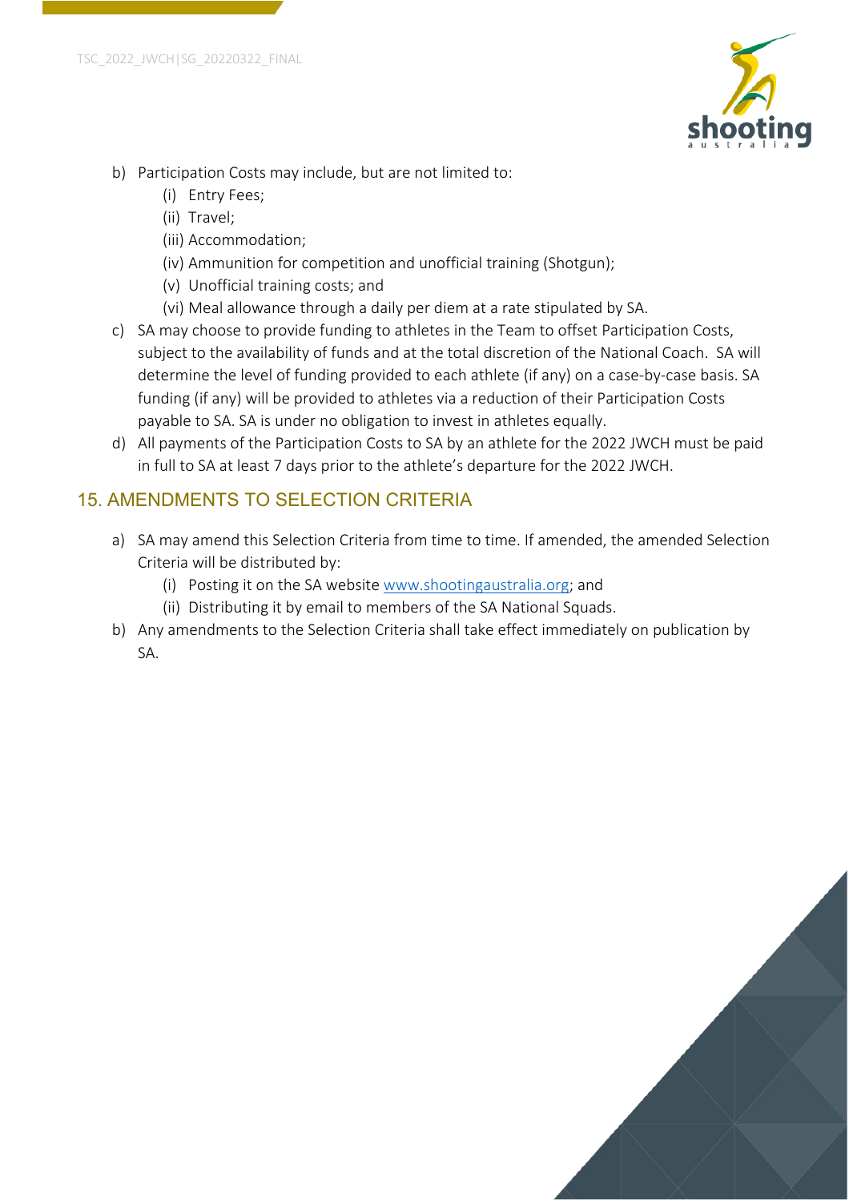b) Participation Costs may include, but are not limited to:
   (i) Entry Fees;
   (ii) Travel;
   (iii) Accommodation;
   (iv) Ammunition for competition and unofficial training (Shotgun);
   (v) Unofficial training costs; and
   (vi) Meal allowance through a daily per diem at a rate stipulated by SA.

c) SA may choose to provide funding to athletes in the Team to offset Participation Costs, subject to the availability of funds and at the total discretion of the National Coach. SA will determine the level of funding provided to each athlete (if any) on a case-by-case basis. SA funding (if any) will be provided to athletes via a reduction of their Participation Costs payable to SA. SA is under no obligation to invest in athletes equally.

d) All payments of the Participation Costs to SA by an athlete for the 2022 JWCH must be paid in full to SA at least 7 days prior to the athlete's departure for the 2022 JWCH.

## 15. AMENDMENTS TO SELECTION CRITERIA

a) SA may amend this Selection Criteria from time to time. If amended, the amended Selection Criteria will be distributed by:
   (i) Posting it on the SA website www.shootingaustralia.org; and
   (ii) Distributing it by email to members of the SA National Squads.

b) Any amendments to the Selection Criteria shall take effect immediately on publication by SA.